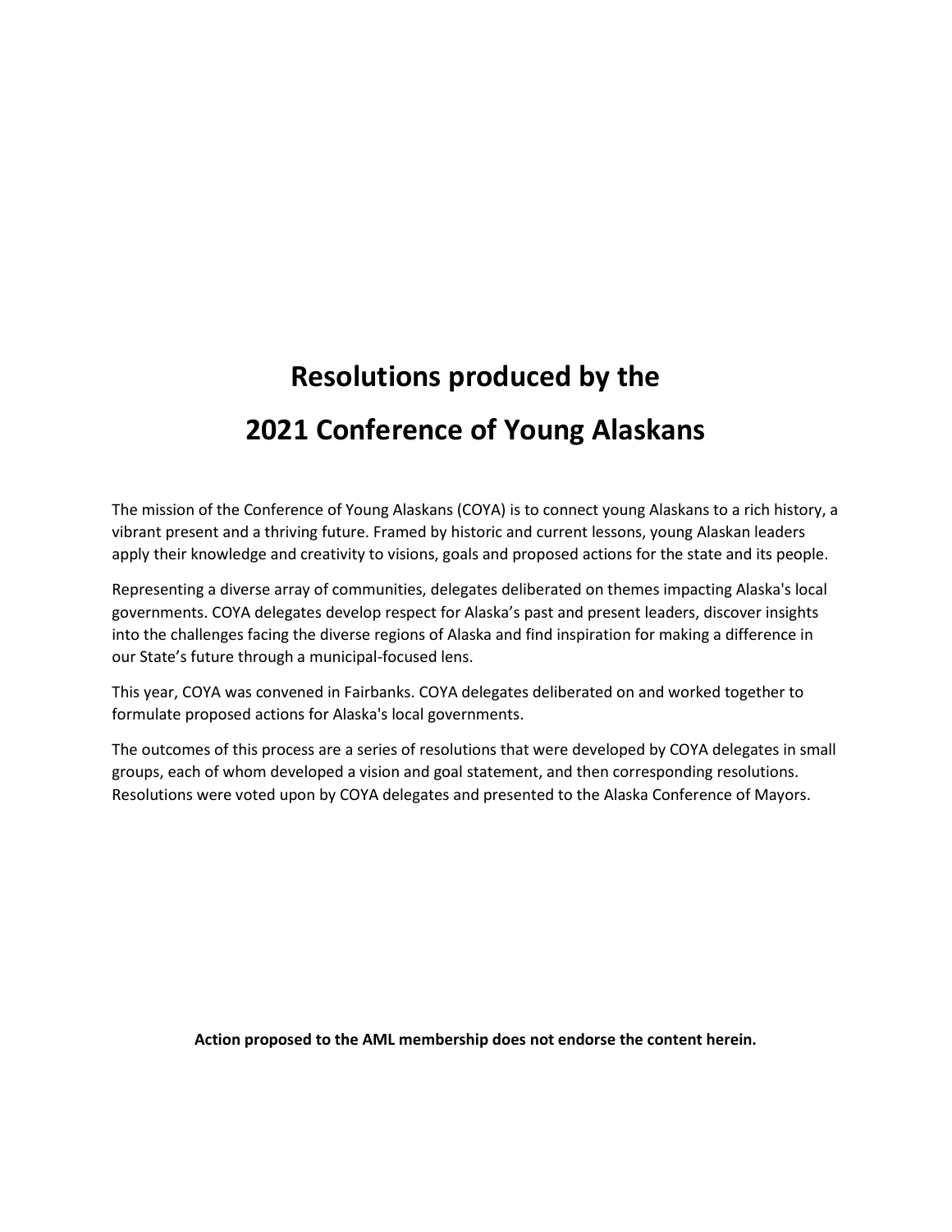# Resolutions produced by the

# 2021 Conference of Young Alaskans

The mission of the Conference of Young Alaskans (COYA) is to connect young Alaskans to a rich history, a vibrant present and a thriving future. Framed by historic and current lessons, young Alaskan leaders apply their knowledge and creativity to visions, goals and proposed actions for the state and its people.

Representing a diverse array of communities, delegates deliberated on themes impacting Alaska's local governments. COYA delegates develop respect for Alaska's past and present leaders, discover insights into the challenges facing the diverse regions of Alaska and find inspiration for making a difference in our State's future through a municipal-focused lens.

This year, COYA was convened in Fairbanks. COYA delegates deliberated on and worked together to formulate proposed actions for Alaska's local governments.

The outcomes of this process are a series of resolutions that were developed by COYA delegates in small groups, each of whom developed a vision and goal statement, and then corresponding resolutions. Resolutions were voted upon by COYA delegates and presented to the Alaska Conference of Mayors.

**Action proposed to the AML membership does not endorse the content herein.**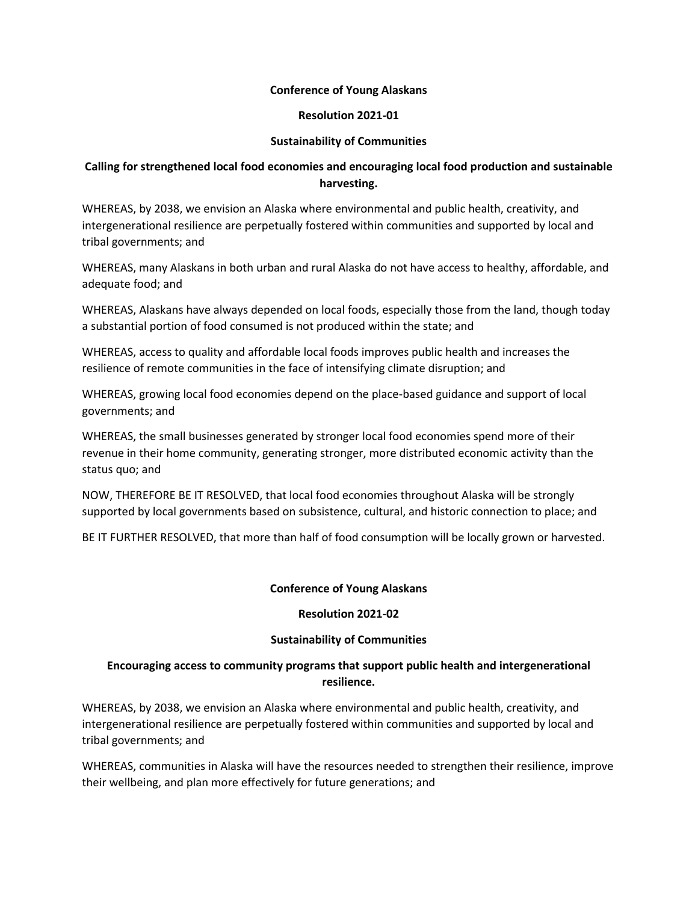**Conference of Young Alaskans**

**Resolution 2021-01**

**Sustainability of Communities**

**Calling for strengthened local food economies and encouraging local food production and sustainable harvesting.**

WHEREAS, by 2038, we envision an Alaska where environmental and public health, creativity, and intergenerational resilience are perpetually fostered within communities and supported by local and tribal governments; and

WHEREAS, many Alaskans in both urban and rural Alaska do not have access to healthy, affordable, and adequate food; and

WHEREAS, Alaskans have always depended on local foods, especially those from the land, though today a substantial portion of food consumed is not produced within the state; and

WHEREAS, access to quality and affordable local foods improves public health and increases the resilience of remote communities in the face of intensifying climate disruption; and

WHEREAS, growing local food economies depend on the place-based guidance and support of local governments; and

WHEREAS, the small businesses generated by stronger local food economies spend more of their revenue in their home community, generating stronger, more distributed economic activity than the status quo; and

NOW, THEREFORE BE IT RESOLVED, that local food economies throughout Alaska will be strongly supported by local governments based on subsistence, cultural, and historic connection to place; and

BE IT FURTHER RESOLVED, that more than half of food consumption will be locally grown or harvested.

**Conference of Young Alaskans**

**Resolution 2021-02**

**Sustainability of Communities**

**Encouraging access to community programs that support public health and intergenerational resilience.**

WHEREAS, by 2038, we envision an Alaska where environmental and public health, creativity, and intergenerational resilience are perpetually fostered within communities and supported by local and tribal governments; and

WHEREAS, communities in Alaska will have the resources needed to strengthen their resilience, improve their wellbeing, and plan more effectively for future generations; and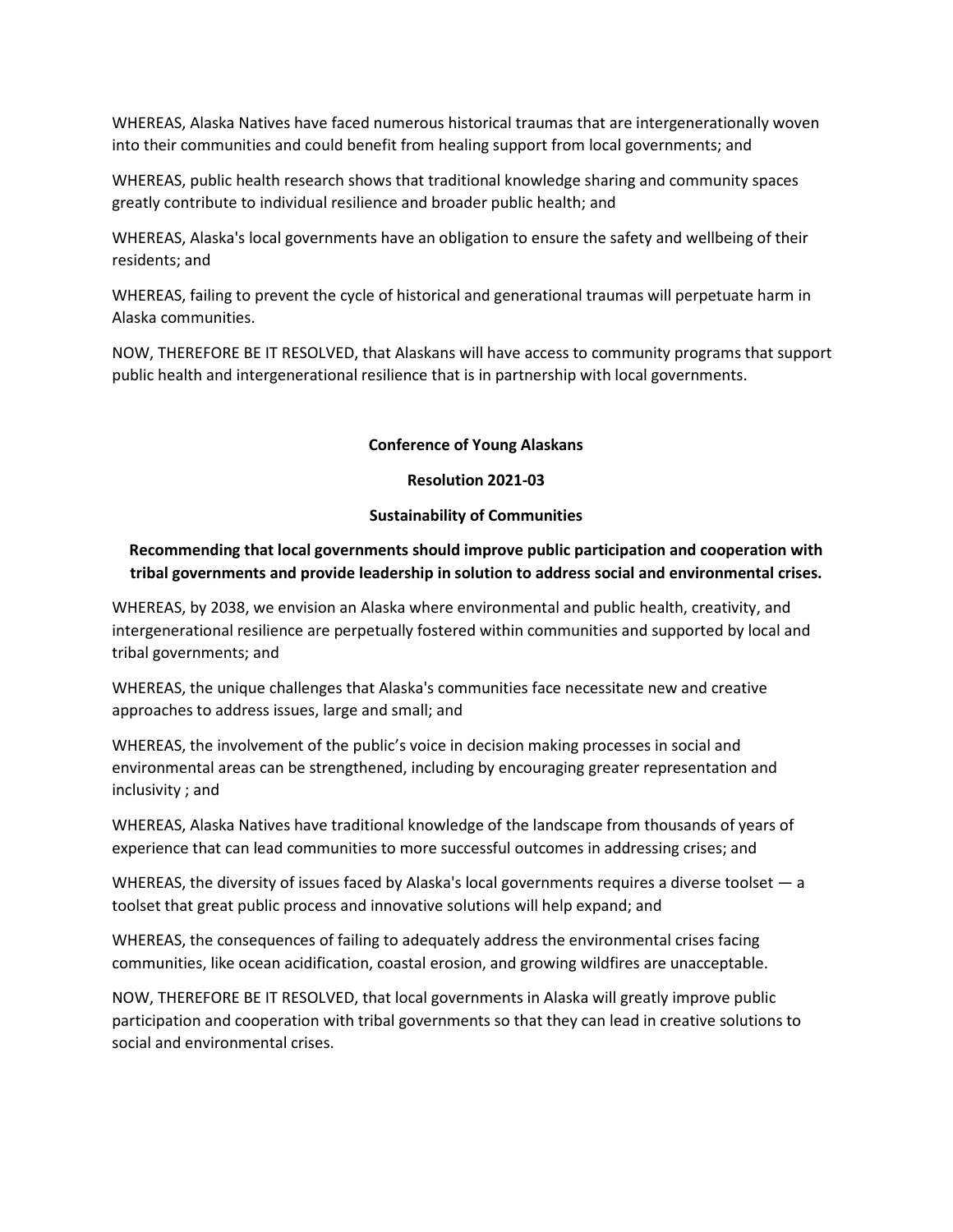WHEREAS, Alaska Natives have faced numerous historical traumas that are intergenerationally woven into their communities and could benefit from healing support from local governments; and

WHEREAS, public health research shows that traditional knowledge sharing and community spaces greatly contribute to individual resilience and broader public health; and

WHEREAS, Alaska's local governments have an obligation to ensure the safety and wellbeing of their residents; and

WHEREAS, failing to prevent the cycle of historical and generational traumas will perpetuate harm in Alaska communities.

NOW, THEREFORE BE IT RESOLVED, that Alaskans will have access to community programs that support public health and intergenerational resilience that is in partnership with local governments.

**Conference of Young Alaskans**

**Resolution 2021-03**

**Sustainability of Communities**

**Recommending that local governments should improve public participation and cooperation with tribal governments and provide leadership in solution to address social and environmental crises.**

WHEREAS, by 2038, we envision an Alaska where environmental and public health, creativity, and intergenerational resilience are perpetually fostered within communities and supported by local and tribal governments; and

WHEREAS, the unique challenges that Alaska's communities face necessitate new and creative approaches to address issues, large and small; and

WHEREAS, the involvement of the public's voice in decision making processes in social and environmental areas can be strengthened, including by encouraging greater representation and inclusivity ; and

WHEREAS, Alaska Natives have traditional knowledge of the landscape from thousands of years of experience that can lead communities to more successful outcomes in addressing crises; and

WHEREAS, the diversity of issues faced by Alaska's local governments requires a diverse toolset — a toolset that great public process and innovative solutions will help expand; and

WHEREAS, the consequences of failing to adequately address the environmental crises facing communities, like ocean acidification, coastal erosion, and growing wildfires are unacceptable.

NOW, THEREFORE BE IT RESOLVED, that local governments in Alaska will greatly improve public participation and cooperation with tribal governments so that they can lead in creative solutions to social and environmental crises.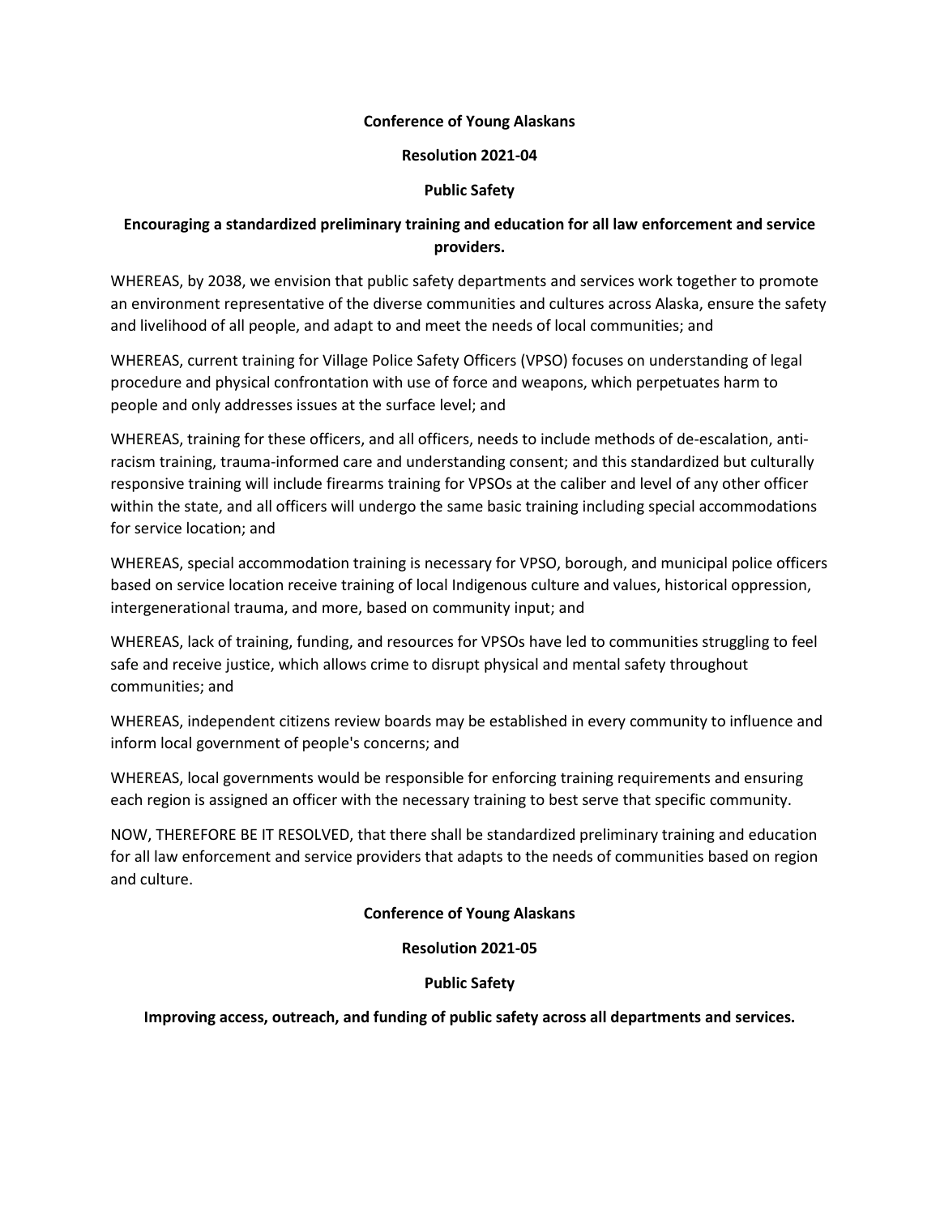**Conference of Young Alaskans**

**Resolution 2021-04**

**Public Safety**

**Encouraging a standardized preliminary training and education for all law enforcement and service providers.**

WHEREAS, by 2038, we envision that public safety departments and services work together to promote an environment representative of the diverse communities and cultures across Alaska, ensure the safety and livelihood of all people, and adapt to and meet the needs of local communities; and

WHEREAS, current training for Village Police Safety Officers (VPSO) focuses on understanding of legal procedure and physical confrontation with use of force and weapons, which perpetuates harm to people and only addresses issues at the surface level; and

WHEREAS, training for these officers, and all officers, needs to include methods of de-escalation, anti-racism training, trauma-informed care and understanding consent; and this standardized but culturally responsive training will include firearms training for VPSOs at the caliber and level of any other officer within the state, and all officers will undergo the same basic training including special accommodations for service location; and

WHEREAS, special accommodation training is necessary for VPSO, borough, and municipal police officers based on service location receive training of local Indigenous culture and values, historical oppression, intergenerational trauma, and more, based on community input; and

WHEREAS, lack of training, funding, and resources for VPSOs have led to communities struggling to feel safe and receive justice, which allows crime to disrupt physical and mental safety throughout communities; and

WHEREAS, independent citizens review boards may be established in every community to influence and inform local government of people's concerns; and

WHEREAS, local governments would be responsible for enforcing training requirements and ensuring each region is assigned an officer with the necessary training to best serve that specific community.

NOW, THEREFORE BE IT RESOLVED, that there shall be standardized preliminary training and education for all law enforcement and service providers that adapts to the needs of communities based on region and culture.

**Conference of Young Alaskans**

**Resolution 2021-05**

**Public Safety**

**Improving access, outreach, and funding of public safety across all departments and services.**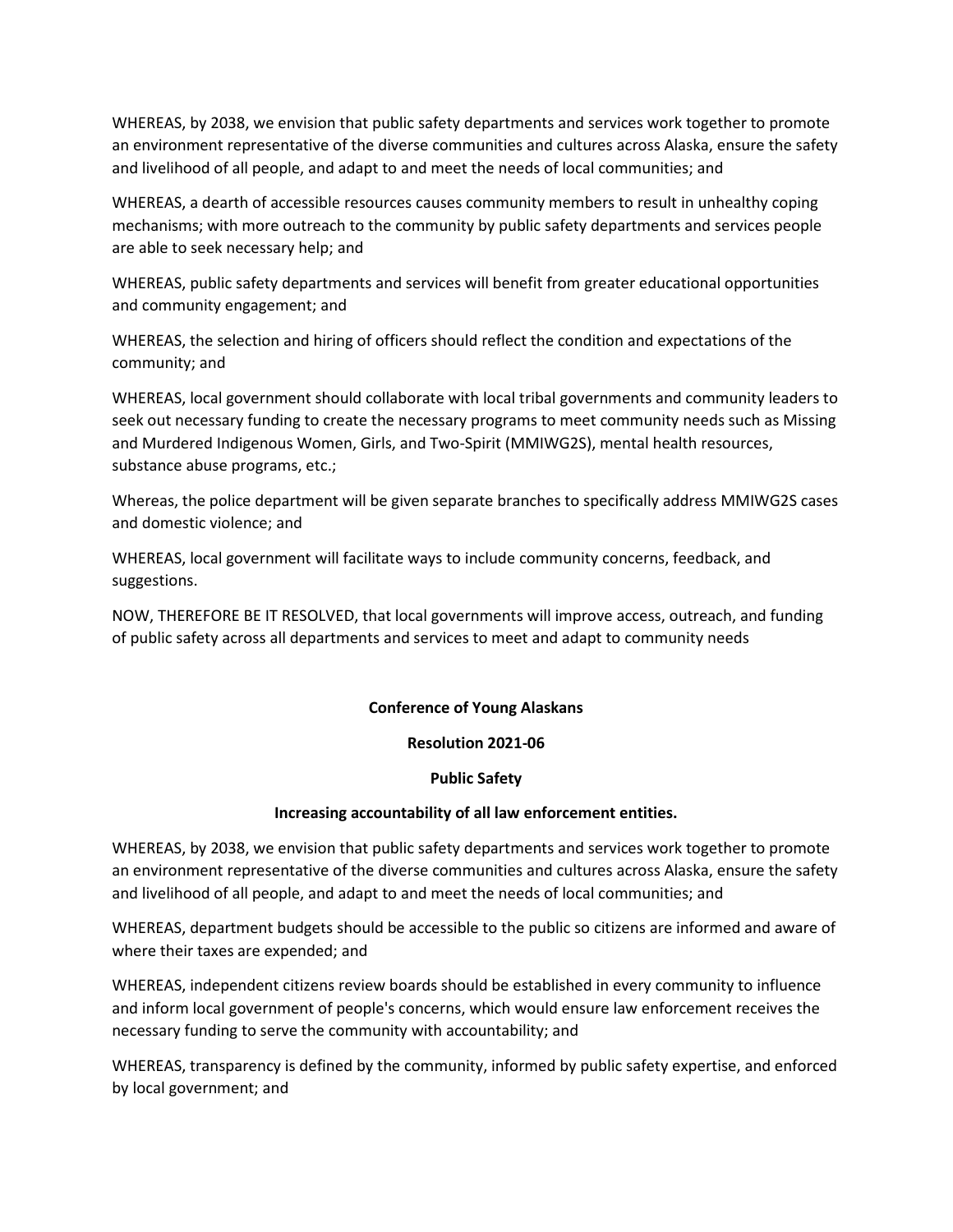WHEREAS, by 2038, we envision that public safety departments and services work together to promote an environment representative of the diverse communities and cultures across Alaska, ensure the safety and livelihood of all people, and adapt to and meet the needs of local communities; and

WHEREAS, a dearth of accessible resources causes community members to result in unhealthy coping mechanisms; with more outreach to the community by public safety departments and services people are able to seek necessary help; and

WHEREAS, public safety departments and services will benefit from greater educational opportunities and community engagement; and

WHEREAS, the selection and hiring of officers should reflect the condition and expectations of the community; and

WHEREAS, local government should collaborate with local tribal governments and community leaders to seek out necessary funding to create the necessary programs to meet community needs such as Missing and Murdered Indigenous Women, Girls, and Two-Spirit (MMIWG2S), mental health resources, substance abuse programs, etc.;

Whereas, the police department will be given separate branches to specifically address MMIWG2S cases and domestic violence; and

WHEREAS, local government will facilitate ways to include community concerns, feedback, and suggestions.

NOW, THEREFORE BE IT RESOLVED, that local governments will improve access, outreach, and funding of public safety across all departments and services to meet and adapt to community needs

**Conference of Young Alaskans**

**Resolution 2021-06**

**Public Safety**

**Increasing accountability of all law enforcement entities.**

WHEREAS, by 2038, we envision that public safety departments and services work together to promote an environment representative of the diverse communities and cultures across Alaska, ensure the safety and livelihood of all people, and adapt to and meet the needs of local communities; and

WHEREAS, department budgets should be accessible to the public so citizens are informed and aware of where their taxes are expended; and

WHEREAS, independent citizens review boards should be established in every community to influence and inform local government of people's concerns, which would ensure law enforcement receives the necessary funding to serve the community with accountability; and

WHEREAS, transparency is defined by the community, informed by public safety expertise, and enforced by local government; and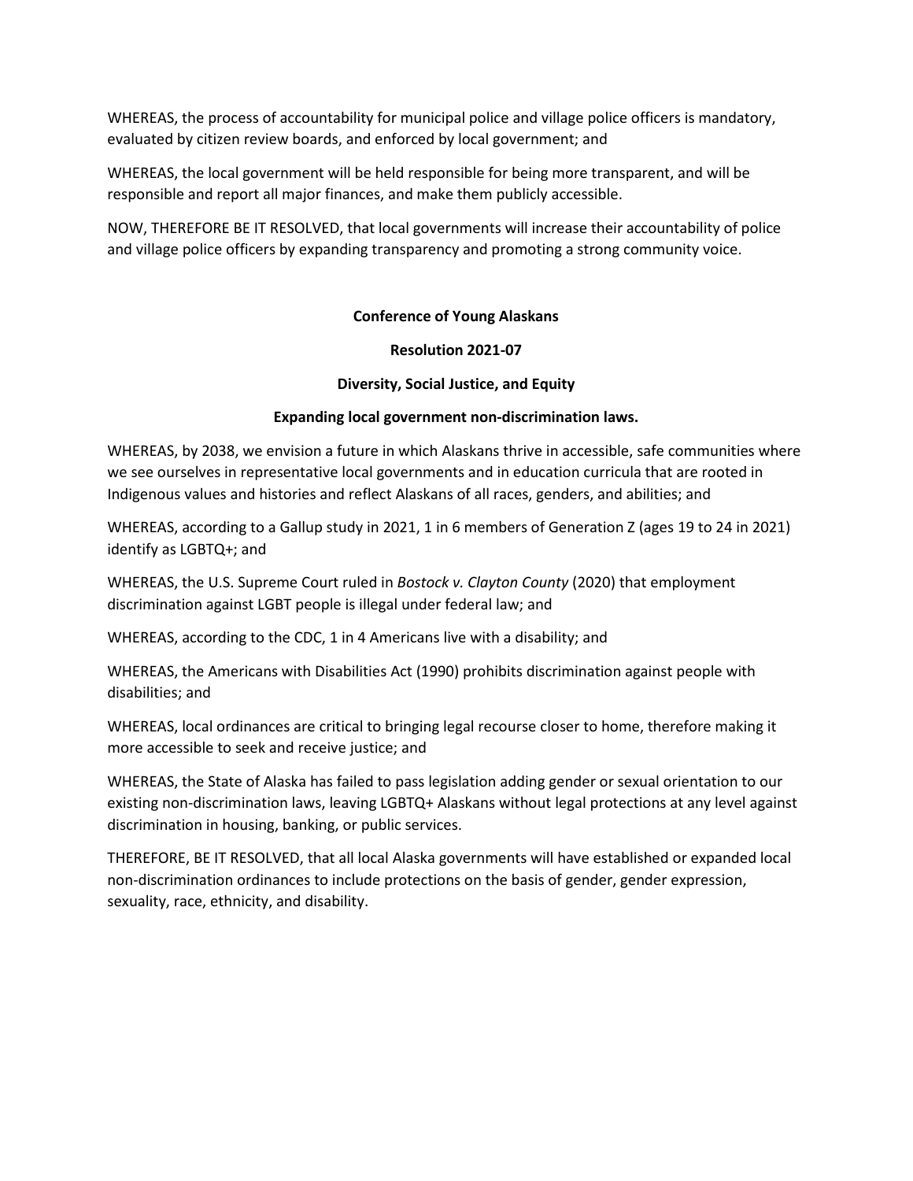WHEREAS, the process of accountability for municipal police and village police officers is mandatory, evaluated by citizen review boards, and enforced by local government; and

WHEREAS, the local government will be held responsible for being more transparent, and will be responsible and report all major finances, and make them publicly accessible.

NOW, THEREFORE BE IT RESOLVED, that local governments will increase their accountability of police and village police officers by expanding transparency and promoting a strong community voice.

**Conference of Young Alaskans**

**Resolution 2021-07**

**Diversity, Social Justice, and Equity**

**Expanding local government non-discrimination laws.**

WHEREAS, by 2038, we envision a future in which Alaskans thrive in accessible, safe communities where we see ourselves in representative local governments and in education curricula that are rooted in Indigenous values and histories and reflect Alaskans of all races, genders, and abilities; and

WHEREAS, according to a Gallup study in 2021, 1 in 6 members of Generation Z (ages 19 to 24 in 2021) identify as LGBTQ+; and

WHEREAS, the U.S. Supreme Court ruled in *Bostock v. Clayton County* (2020) that employment discrimination against LGBT people is illegal under federal law; and

WHEREAS, according to the CDC, 1 in 4 Americans live with a disability; and

WHEREAS, the Americans with Disabilities Act (1990) prohibits discrimination against people with disabilities; and

WHEREAS, local ordinances are critical to bringing legal recourse closer to home, therefore making it more accessible to seek and receive justice; and

WHEREAS, the State of Alaska has failed to pass legislation adding gender or sexual orientation to our existing non-discrimination laws, leaving LGBTQ+ Alaskans without legal protections at any level against discrimination in housing, banking, or public services.

THEREFORE, BE IT RESOLVED, that all local Alaska governments will have established or expanded local non-discrimination ordinances to include protections on the basis of gender, gender expression, sexuality, race, ethnicity, and disability.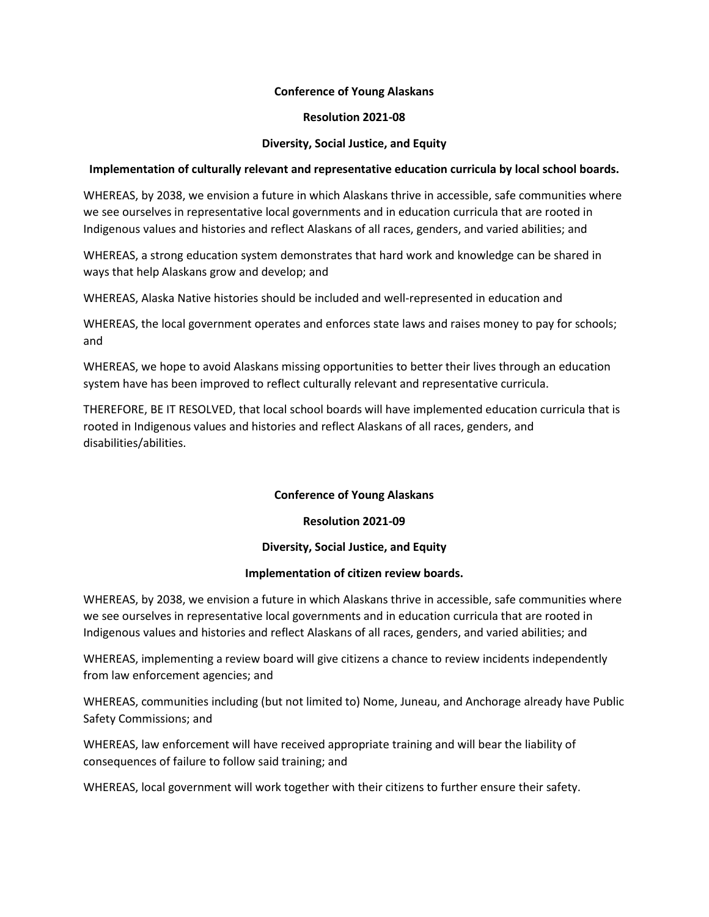**Conference of Young Alaskans**

**Resolution 2021-08**

**Diversity, Social Justice, and Equity**

**Implementation of culturally relevant and representative education curricula by local school boards.**

WHEREAS, by 2038, we envision a future in which Alaskans thrive in accessible, safe communities where we see ourselves in representative local governments and in education curricula that are rooted in Indigenous values and histories and reflect Alaskans of all races, genders, and varied abilities; and

WHEREAS, a strong education system demonstrates that hard work and knowledge can be shared in ways that help Alaskans grow and develop; and

WHEREAS, Alaska Native histories should be included and well-represented in education and

WHEREAS, the local government operates and enforces state laws and raises money to pay for schools; and

WHEREAS, we hope to avoid Alaskans missing opportunities to better their lives through an education system have has been improved to reflect culturally relevant and representative curricula.

THEREFORE, BE IT RESOLVED, that local school boards will have implemented education curricula that is rooted in Indigenous values and histories and reflect Alaskans of all races, genders, and disabilities/abilities.

**Conference of Young Alaskans**

**Resolution 2021-09**

**Diversity, Social Justice, and Equity**

**Implementation of citizen review boards.**

WHEREAS, by 2038, we envision a future in which Alaskans thrive in accessible, safe communities where we see ourselves in representative local governments and in education curricula that are rooted in Indigenous values and histories and reflect Alaskans of all races, genders, and varied abilities; and

WHEREAS, implementing a review board will give citizens a chance to review incidents independently from law enforcement agencies; and

WHEREAS, communities including (but not limited to) Nome, Juneau, and Anchorage already have Public Safety Commissions; and

WHEREAS, law enforcement will have received appropriate training and will bear the liability of consequences of failure to follow said training; and

WHEREAS, local government will work together with their citizens to further ensure their safety.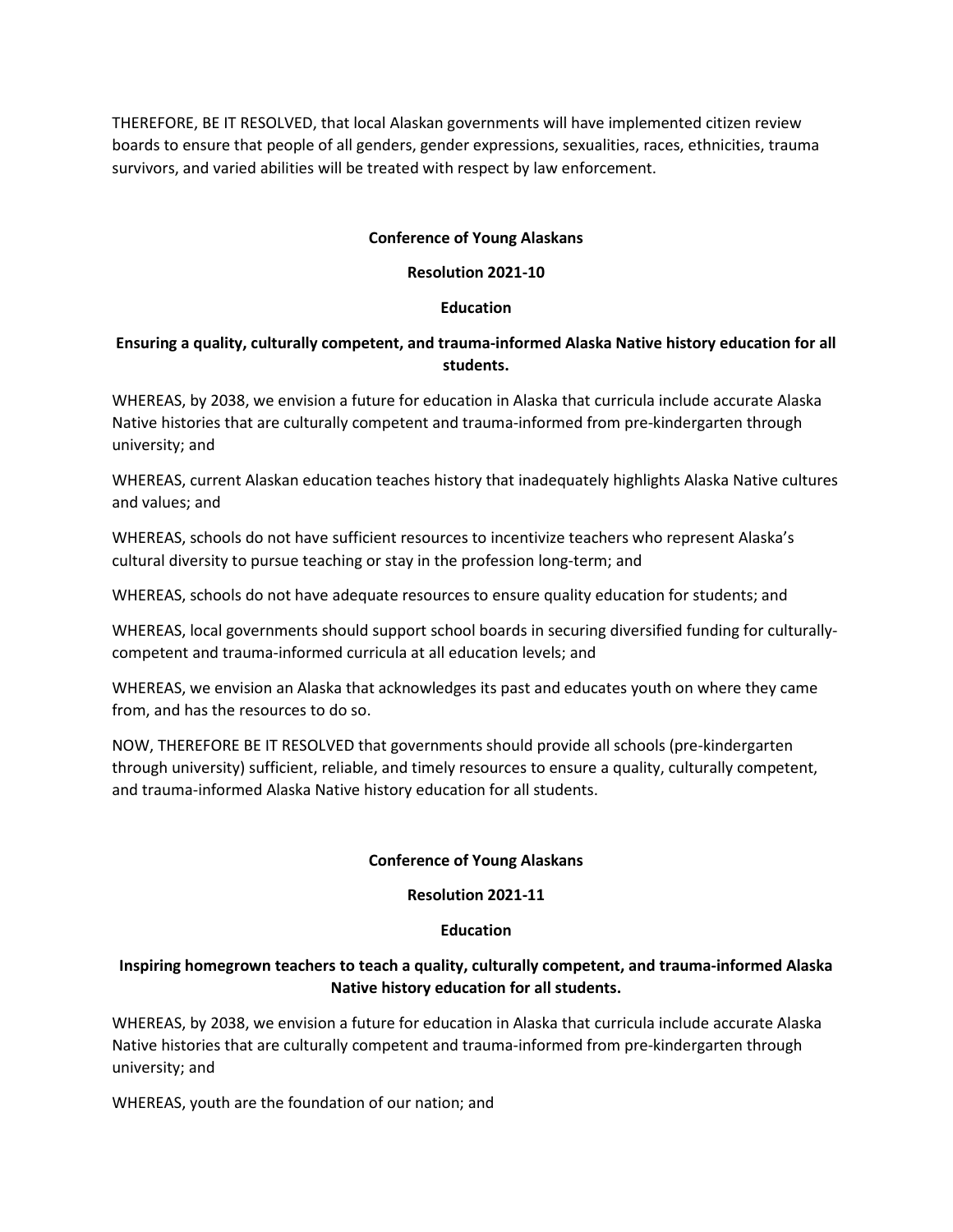THEREFORE, BE IT RESOLVED, that local Alaskan governments will have implemented citizen review boards to ensure that people of all genders, gender expressions, sexualities, races, ethnicities, trauma survivors, and varied abilities will be treated with respect by law enforcement.

**Conference of Young Alaskans**

**Resolution 2021-10**

**Education**

**Ensuring a quality, culturally competent, and trauma-informed Alaska Native history education for all students.**

WHEREAS, by 2038, we envision a future for education in Alaska that curricula include accurate Alaska Native histories that are culturally competent and trauma-informed from pre-kindergarten through university; and

WHEREAS, current Alaskan education teaches history that inadequately highlights Alaska Native cultures and values; and

WHEREAS, schools do not have sufficient resources to incentivize teachers who represent Alaska's cultural diversity to pursue teaching or stay in the profession long-term; and

WHEREAS, schools do not have adequate resources to ensure quality education for students; and

WHEREAS, local governments should support school boards in securing diversified funding for culturally-competent and trauma-informed curricula at all education levels; and

WHEREAS, we envision an Alaska that acknowledges its past and educates youth on where they came from, and has the resources to do so.

NOW, THEREFORE BE IT RESOLVED that governments should provide all schools (pre-kindergarten through university) sufficient, reliable, and timely resources to ensure a quality, culturally competent, and trauma-informed Alaska Native history education for all students.

**Conference of Young Alaskans**

**Resolution 2021-11**

**Education**

**Inspiring homegrown teachers to teach a quality, culturally competent, and trauma-informed Alaska Native history education for all students.**

WHEREAS, by 2038, we envision a future for education in Alaska that curricula include accurate Alaska Native histories that are culturally competent and trauma-informed from pre-kindergarten through university; and

WHEREAS, youth are the foundation of our nation; and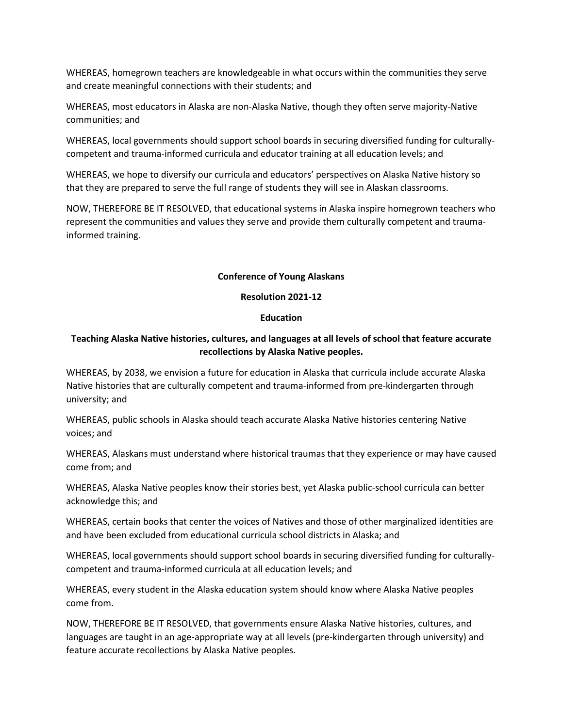WHEREAS, homegrown teachers are knowledgeable in what occurs within the communities they serve and create meaningful connections with their students; and

WHEREAS, most educators in Alaska are non-Alaska Native, though they often serve majority-Native communities; and

WHEREAS, local governments should support school boards in securing diversified funding for culturally-competent and trauma-informed curricula and educator training at all education levels; and

WHEREAS, we hope to diversify our curricula and educators' perspectives on Alaska Native history so that they are prepared to serve the full range of students they will see in Alaskan classrooms.

NOW, THEREFORE BE IT RESOLVED, that educational systems in Alaska inspire homegrown teachers who represent the communities and values they serve and provide them culturally competent and trauma-informed training.

**Conference of Young Alaskans**

**Resolution 2021-12**

**Education**

**Teaching Alaska Native histories, cultures, and languages at all levels of school that feature accurate recollections by Alaska Native peoples.**

WHEREAS, by 2038, we envision a future for education in Alaska that curricula include accurate Alaska Native histories that are culturally competent and trauma-informed from pre-kindergarten through university; and

WHEREAS, public schools in Alaska should teach accurate Alaska Native histories centering Native voices; and

WHEREAS, Alaskans must understand where historical traumas that they experience or may have caused come from; and

WHEREAS, Alaska Native peoples know their stories best, yet Alaska public-school curricula can better acknowledge this; and

WHEREAS, certain books that center the voices of Natives and those of other marginalized identities are and have been excluded from educational curricula school districts in Alaska; and

WHEREAS, local governments should support school boards in securing diversified funding for culturally-competent and trauma-informed curricula at all education levels; and

WHEREAS, every student in the Alaska education system should know where Alaska Native peoples come from.

NOW, THEREFORE BE IT RESOLVED, that governments ensure Alaska Native histories, cultures, and languages are taught in an age-appropriate way at all levels (pre-kindergarten through university) and feature accurate recollections by Alaska Native peoples.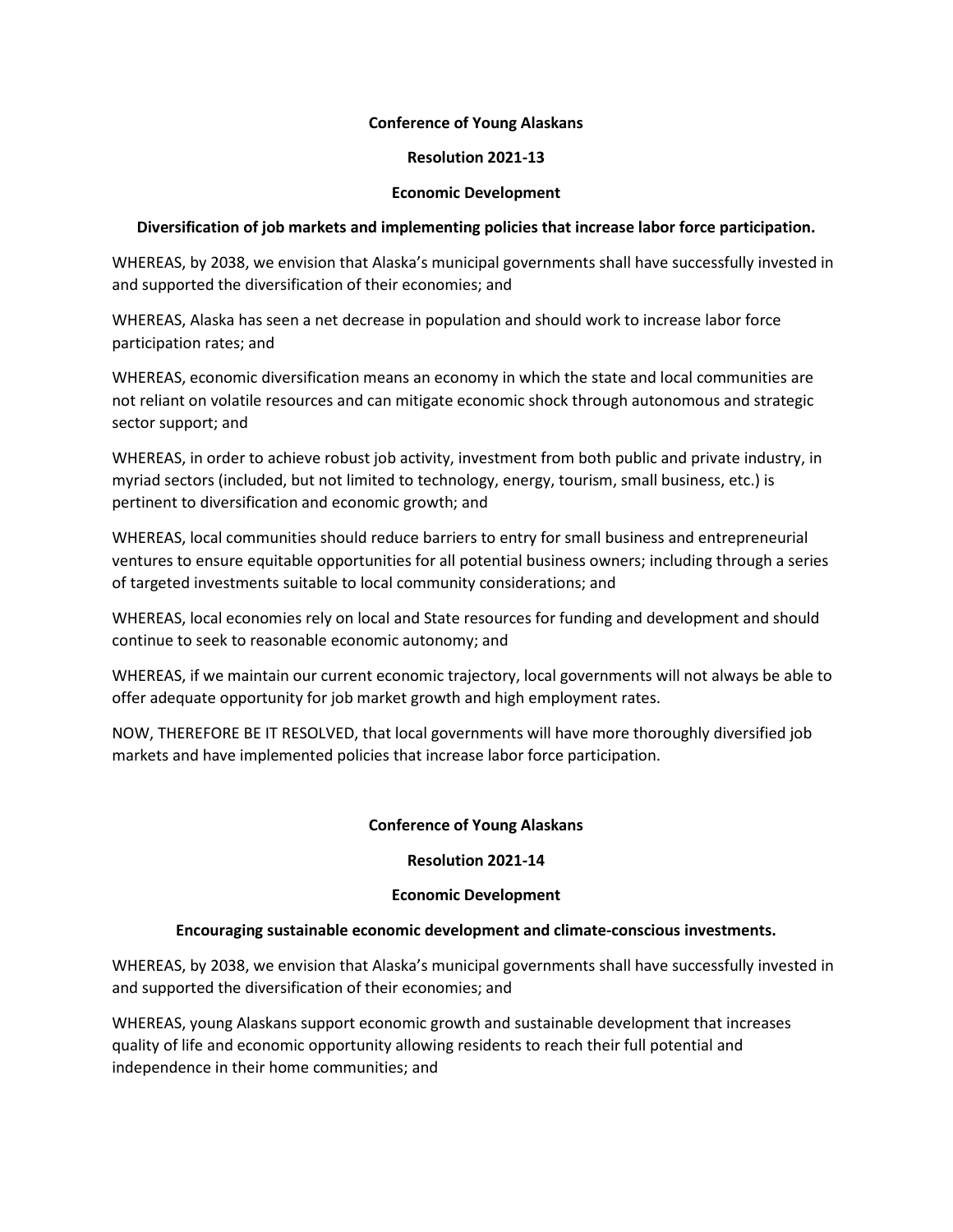**Conference of Young Alaskans**

**Resolution 2021-13**

**Economic Development**

**Diversification of job markets and implementing policies that increase labor force participation.**

WHEREAS, by 2038, we envision that Alaska's municipal governments shall have successfully invested in and supported the diversification of their economies; and

WHEREAS, Alaska has seen a net decrease in population and should work to increase labor force participation rates; and

WHEREAS, economic diversification means an economy in which the state and local communities are not reliant on volatile resources and can mitigate economic shock through autonomous and strategic sector support; and

WHEREAS, in order to achieve robust job activity, investment from both public and private industry, in myriad sectors (included, but not limited to technology, energy, tourism, small business, etc.) is pertinent to diversification and economic growth; and

WHEREAS, local communities should reduce barriers to entry for small business and entrepreneurial ventures to ensure equitable opportunities for all potential business owners; including through a series of targeted investments suitable to local community considerations; and

WHEREAS, local economies rely on local and State resources for funding and development and should continue to seek to reasonable economic autonomy; and

WHEREAS, if we maintain our current economic trajectory, local governments will not always be able to offer adequate opportunity for job market growth and high employment rates.

NOW, THEREFORE BE IT RESOLVED, that local governments will have more thoroughly diversified job markets and have implemented policies that increase labor force participation.

**Conference of Young Alaskans**

**Resolution 2021-14**

**Economic Development**

**Encouraging sustainable economic development and climate-conscious investments.**

WHEREAS, by 2038, we envision that Alaska's municipal governments shall have successfully invested in and supported the diversification of their economies; and

WHEREAS, young Alaskans support economic growth and sustainable development that increases quality of life and economic opportunity allowing residents to reach their full potential and independence in their home communities; and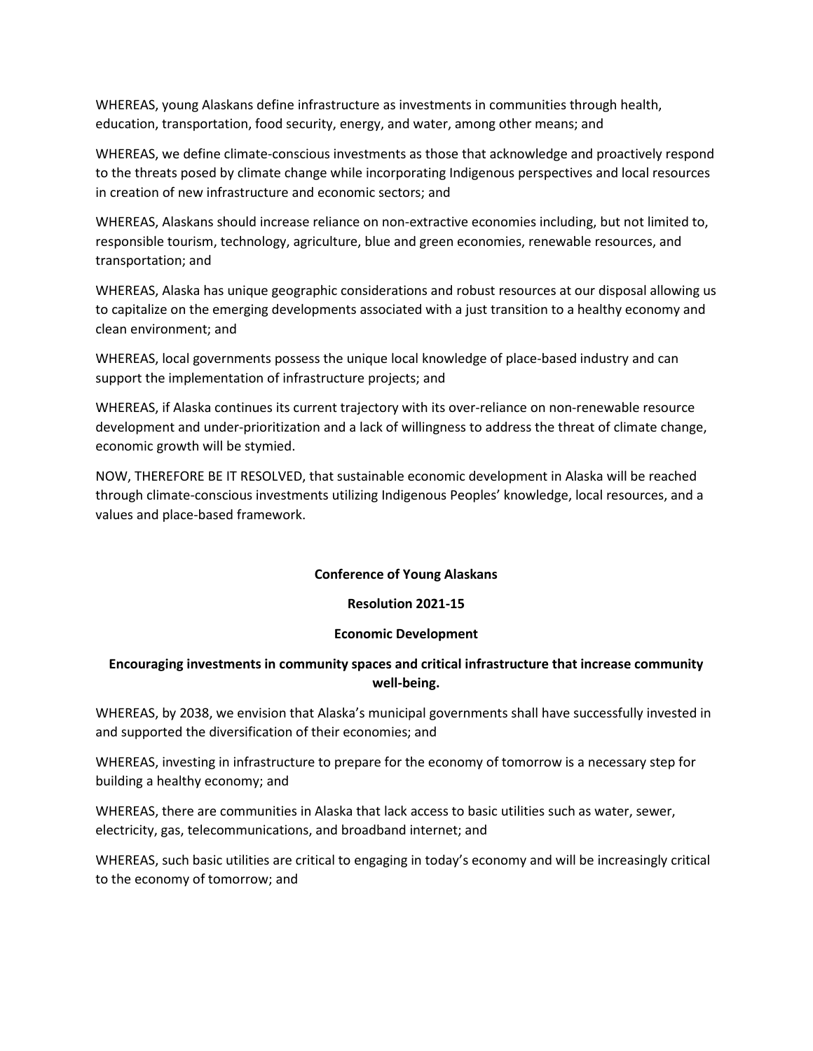WHEREAS, young Alaskans define infrastructure as investments in communities through health, education, transportation, food security, energy, and water, among other means; and

WHEREAS, we define climate-conscious investments as those that acknowledge and proactively respond to the threats posed by climate change while incorporating Indigenous perspectives and local resources in creation of new infrastructure and economic sectors; and

WHEREAS, Alaskans should increase reliance on non-extractive economies including, but not limited to, responsible tourism, technology, agriculture, blue and green economies, renewable resources, and transportation; and

WHEREAS, Alaska has unique geographic considerations and robust resources at our disposal allowing us to capitalize on the emerging developments associated with a just transition to a healthy economy and clean environment; and

WHEREAS, local governments possess the unique local knowledge of place-based industry and can support the implementation of infrastructure projects; and

WHEREAS, if Alaska continues its current trajectory with its over-reliance on non-renewable resource development and under-prioritization and a lack of willingness to address the threat of climate change, economic growth will be stymied.

NOW, THEREFORE BE IT RESOLVED, that sustainable economic development in Alaska will be reached through climate-conscious investments utilizing Indigenous Peoples' knowledge, local resources, and a values and place-based framework.

**Conference of Young Alaskans**

**Resolution 2021-15**

**Economic Development**

**Encouraging investments in community spaces and critical infrastructure that increase community well-being.**

WHEREAS, by 2038, we envision that Alaska's municipal governments shall have successfully invested in and supported the diversification of their economies; and

WHEREAS, investing in infrastructure to prepare for the economy of tomorrow is a necessary step for building a healthy economy; and

WHEREAS, there are communities in Alaska that lack access to basic utilities such as water, sewer, electricity, gas, telecommunications, and broadband internet; and

WHEREAS, such basic utilities are critical to engaging in today's economy and will be increasingly critical to the economy of tomorrow; and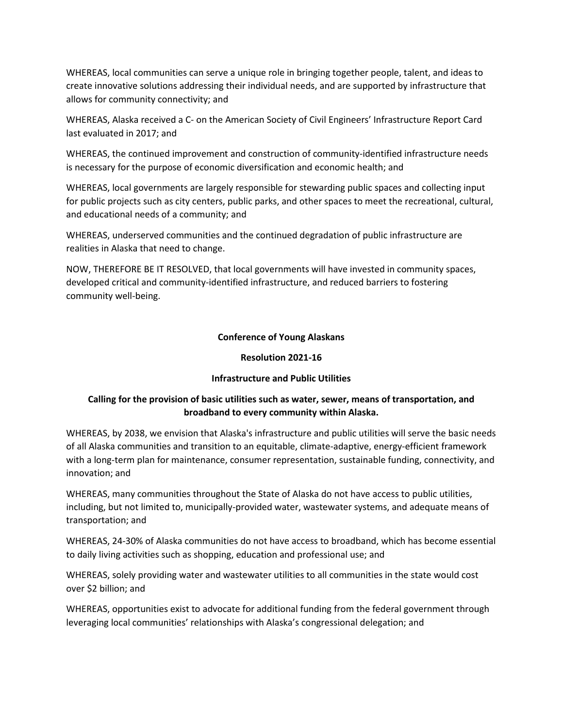WHEREAS, local communities can serve a unique role in bringing together people, talent, and ideas to create innovative solutions addressing their individual needs, and are supported by infrastructure that allows for community connectivity; and

WHEREAS, Alaska received a C- on the American Society of Civil Engineers' Infrastructure Report Card last evaluated in 2017; and

WHEREAS, the continued improvement and construction of community-identified infrastructure needs is necessary for the purpose of economic diversification and economic health; and

WHEREAS, local governments are largely responsible for stewarding public spaces and collecting input for public projects such as city centers, public parks, and other spaces to meet the recreational, cultural, and educational needs of a community; and

WHEREAS, underserved communities and the continued degradation of public infrastructure are realities in Alaska that need to change.

NOW, THEREFORE BE IT RESOLVED, that local governments will have invested in community spaces, developed critical and community-identified infrastructure, and reduced barriers to fostering community well-being.

**Conference of Young Alaskans**

**Resolution 2021-16**

**Infrastructure and Public Utilities**

**Calling for the provision of basic utilities such as water, sewer, means of transportation, and broadband to every community within Alaska.**

WHEREAS, by 2038, we envision that Alaska's infrastructure and public utilities will serve the basic needs of all Alaska communities and transition to an equitable, climate-adaptive, energy-efficient framework with a long-term plan for maintenance, consumer representation, sustainable funding, connectivity, and innovation; and

WHEREAS, many communities throughout the State of Alaska do not have access to public utilities, including, but not limited to, municipally-provided water, wastewater systems, and adequate means of transportation; and

WHEREAS, 24-30% of Alaska communities do not have access to broadband, which has become essential to daily living activities such as shopping, education and professional use; and

WHEREAS, solely providing water and wastewater utilities to all communities in the state would cost over $2 billion; and

WHEREAS, opportunities exist to advocate for additional funding from the federal government through leveraging local communities' relationships with Alaska's congressional delegation; and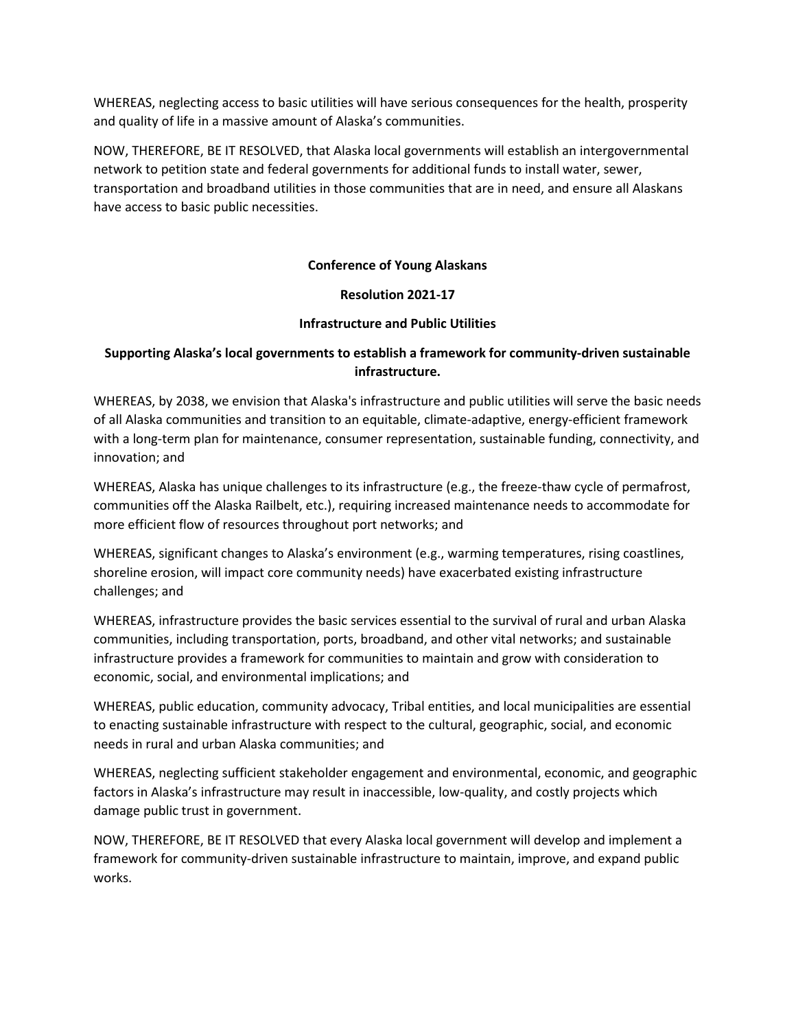WHEREAS, neglecting access to basic utilities will have serious consequences for the health, prosperity and quality of life in a massive amount of Alaska's communities.

NOW, THEREFORE, BE IT RESOLVED, that Alaska local governments will establish an intergovernmental network to petition state and federal governments for additional funds to install water, sewer, transportation and broadband utilities in those communities that are in need, and ensure all Alaskans have access to basic public necessities.

**Conference of Young Alaskans**

**Resolution 2021-17**

**Infrastructure and Public Utilities**

**Supporting Alaska's local governments to establish a framework for community-driven sustainable infrastructure.**

WHEREAS, by 2038, we envision that Alaska's infrastructure and public utilities will serve the basic needs of all Alaska communities and transition to an equitable, climate-adaptive, energy-efficient framework with a long-term plan for maintenance, consumer representation, sustainable funding, connectivity, and innovation; and

WHEREAS, Alaska has unique challenges to its infrastructure (e.g., the freeze-thaw cycle of permafrost, communities off the Alaska Railbelt, etc.), requiring increased maintenance needs to accommodate for more efficient flow of resources throughout port networks; and

WHEREAS, significant changes to Alaska's environment (e.g., warming temperatures, rising coastlines, shoreline erosion, will impact core community needs) have exacerbated existing infrastructure challenges; and

WHEREAS, infrastructure provides the basic services essential to the survival of rural and urban Alaska communities, including transportation, ports, broadband, and other vital networks; and sustainable infrastructure provides a framework for communities to maintain and grow with consideration to economic, social, and environmental implications; and

WHEREAS, public education, community advocacy, Tribal entities, and local municipalities are essential to enacting sustainable infrastructure with respect to the cultural, geographic, social, and economic needs in rural and urban Alaska communities; and

WHEREAS, neglecting sufficient stakeholder engagement and environmental, economic, and geographic factors in Alaska's infrastructure may result in inaccessible, low-quality, and costly projects which damage public trust in government.

NOW, THEREFORE, BE IT RESOLVED that every Alaska local government will develop and implement a framework for community-driven sustainable infrastructure to maintain, improve, and expand public works.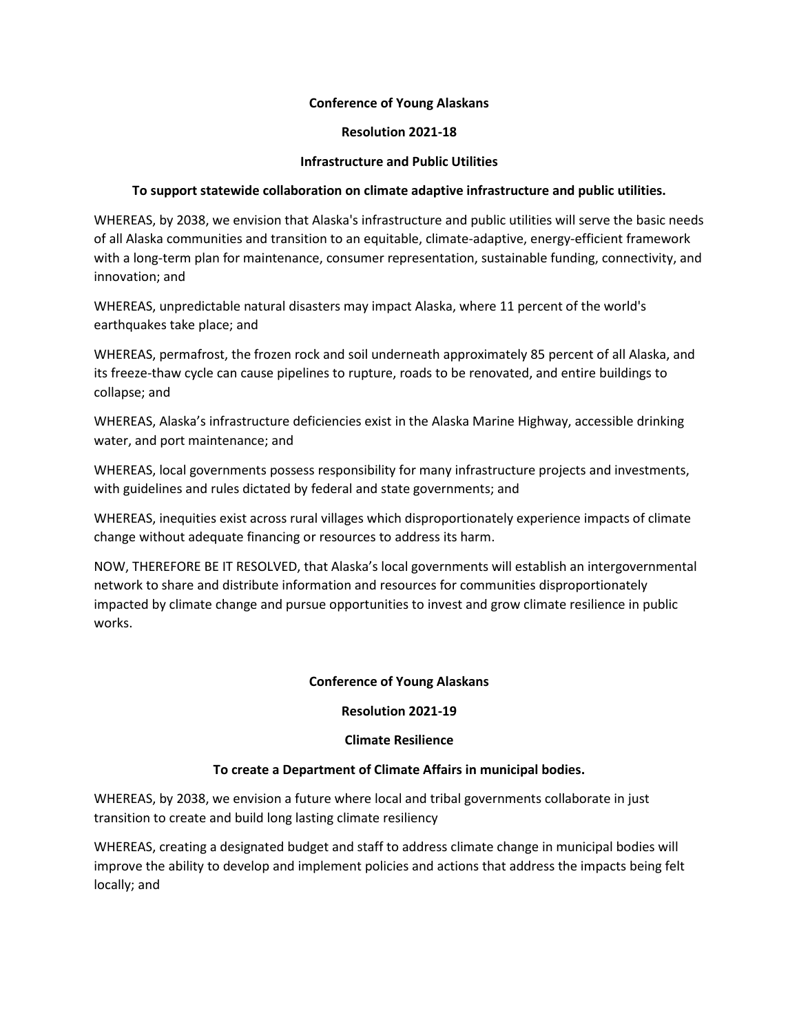**Conference of Young Alaskans**

**Resolution 2021-18**

**Infrastructure and Public Utilities**

**To support statewide collaboration on climate adaptive infrastructure and public utilities.**

WHEREAS, by 2038, we envision that Alaska's infrastructure and public utilities will serve the basic needs of all Alaska communities and transition to an equitable, climate-adaptive, energy-efficient framework with a long-term plan for maintenance, consumer representation, sustainable funding, connectivity, and innovation; and

WHEREAS, unpredictable natural disasters may impact Alaska, where 11 percent of the world's earthquakes take place; and

WHEREAS, permafrost, the frozen rock and soil underneath approximately 85 percent of all Alaska, and its freeze-thaw cycle can cause pipelines to rupture, roads to be renovated, and entire buildings to collapse; and

WHEREAS, Alaska's infrastructure deficiencies exist in the Alaska Marine Highway, accessible drinking water, and port maintenance; and

WHEREAS, local governments possess responsibility for many infrastructure projects and investments, with guidelines and rules dictated by federal and state governments; and

WHEREAS, inequities exist across rural villages which disproportionately experience impacts of climate change without adequate financing or resources to address its harm.

NOW, THEREFORE BE IT RESOLVED, that Alaska's local governments will establish an intergovernmental network to share and distribute information and resources for communities disproportionately impacted by climate change and pursue opportunities to invest and grow climate resilience in public works.

**Conference of Young Alaskans**

**Resolution 2021-19**

**Climate Resilience**

**To create a Department of Climate Affairs in municipal bodies.**

WHEREAS, by 2038, we envision a future where local and tribal governments collaborate in just transition to create and build long lasting climate resiliency

WHEREAS, creating a designated budget and staff to address climate change in municipal bodies will improve the ability to develop and implement policies and actions that address the impacts being felt locally; and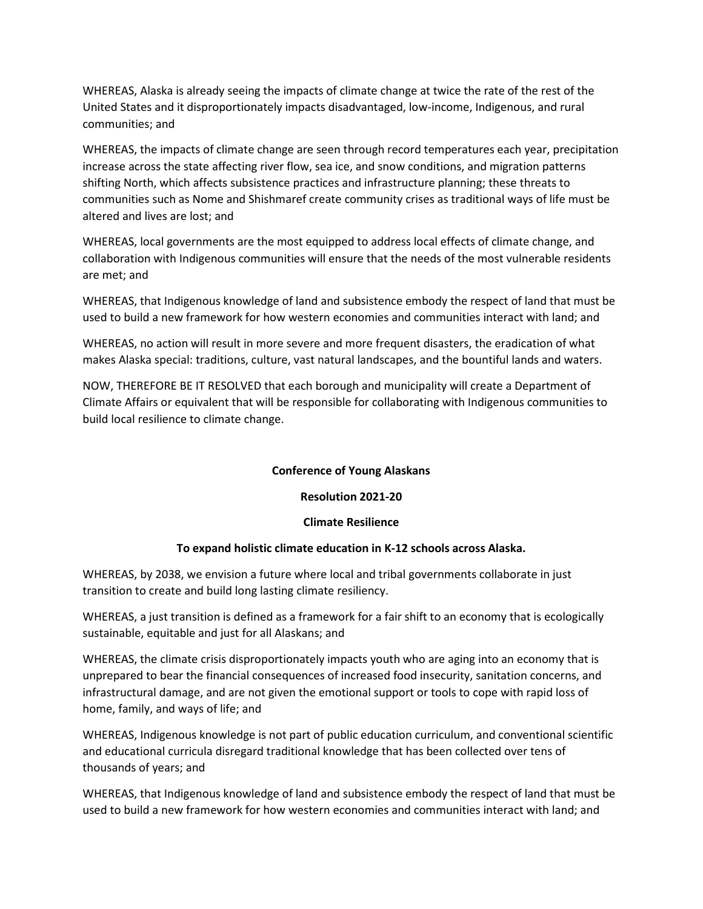WHEREAS, Alaska is already seeing the impacts of climate change at twice the rate of the rest of the United States and it disproportionately impacts disadvantaged, low-income, Indigenous, and rural communities; and

WHEREAS, the impacts of climate change are seen through record temperatures each year, precipitation increase across the state affecting river flow, sea ice, and snow conditions, and migration patterns shifting North, which affects subsistence practices and infrastructure planning; these threats to communities such as Nome and Shishmaref create community crises as traditional ways of life must be altered and lives are lost; and

WHEREAS, local governments are the most equipped to address local effects of climate change, and collaboration with Indigenous communities will ensure that the needs of the most vulnerable residents are met; and

WHEREAS, that Indigenous knowledge of land and subsistence embody the respect of land that must be used to build a new framework for how western economies and communities interact with land; and

WHEREAS, no action will result in more severe and more frequent disasters, the eradication of what makes Alaska special: traditions, culture, vast natural landscapes, and the bountiful lands and waters.

NOW, THEREFORE BE IT RESOLVED that each borough and municipality will create a Department of Climate Affairs or equivalent that will be responsible for collaborating with Indigenous communities to build local resilience to climate change.

**Conference of Young Alaskans**

**Resolution 2021-20**

**Climate Resilience**

**To expand holistic climate education in K-12 schools across Alaska.**

WHEREAS, by 2038, we envision a future where local and tribal governments collaborate in just transition to create and build long lasting climate resiliency.

WHEREAS, a just transition is defined as a framework for a fair shift to an economy that is ecologically sustainable, equitable and just for all Alaskans; and

WHEREAS, the climate crisis disproportionately impacts youth who are aging into an economy that is unprepared to bear the financial consequences of increased food insecurity, sanitation concerns, and infrastructural damage, and are not given the emotional support or tools to cope with rapid loss of home, family, and ways of life; and

WHEREAS, Indigenous knowledge is not part of public education curriculum, and conventional scientific and educational curricula disregard traditional knowledge that has been collected over tens of thousands of years; and

WHEREAS, that Indigenous knowledge of land and subsistence embody the respect of land that must be used to build a new framework for how western economies and communities interact with land; and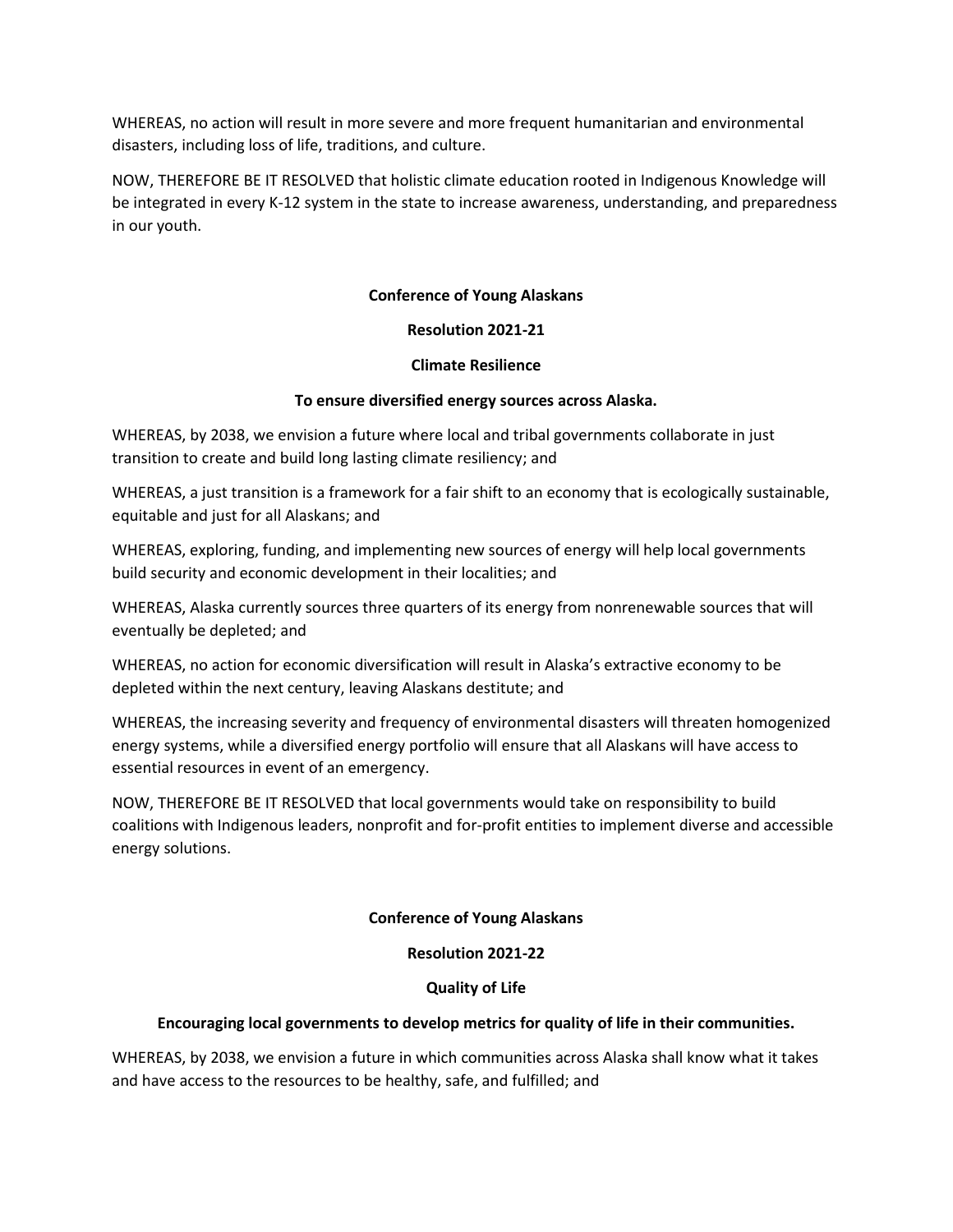WHEREAS, no action will result in more severe and more frequent humanitarian and environmental disasters, including loss of life, traditions, and culture.

NOW, THEREFORE BE IT RESOLVED that holistic climate education rooted in Indigenous Knowledge will be integrated in every K-12 system in the state to increase awareness, understanding, and preparedness in our youth.

**Conference of Young Alaskans**

**Resolution 2021-21**

**Climate Resilience**

**To ensure diversified energy sources across Alaska.**

WHEREAS, by 2038, we envision a future where local and tribal governments collaborate in just transition to create and build long lasting climate resiliency; and

WHEREAS, a just transition is a framework for a fair shift to an economy that is ecologically sustainable, equitable and just for all Alaskans; and

WHEREAS, exploring, funding, and implementing new sources of energy will help local governments build security and economic development in their localities; and

WHEREAS, Alaska currently sources three quarters of its energy from nonrenewable sources that will eventually be depleted; and

WHEREAS, no action for economic diversification will result in Alaska's extractive economy to be depleted within the next century, leaving Alaskans destitute; and

WHEREAS, the increasing severity and frequency of environmental disasters will threaten homogenized energy systems, while a diversified energy portfolio will ensure that all Alaskans will have access to essential resources in event of an emergency.

NOW, THEREFORE BE IT RESOLVED that local governments would take on responsibility to build coalitions with Indigenous leaders, nonprofit and for-profit entities to implement diverse and accessible energy solutions.

**Conference of Young Alaskans**

**Resolution 2021-22**

**Quality of Life**

**Encouraging local governments to develop metrics for quality of life in their communities.**

WHEREAS, by 2038, we envision a future in which communities across Alaska shall know what it takes and have access to the resources to be healthy, safe, and fulfilled; and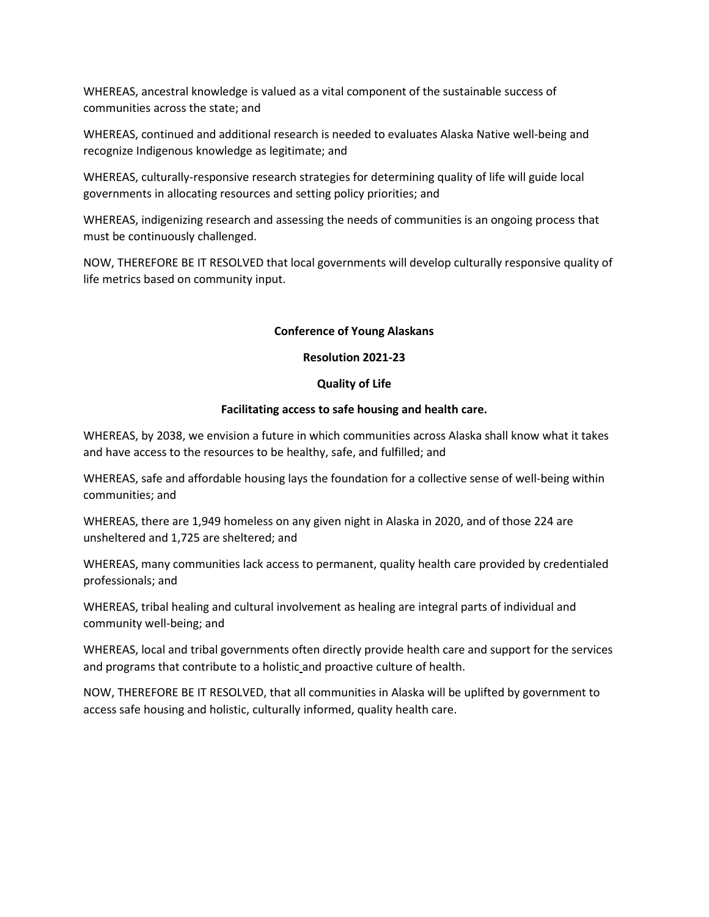WHEREAS, ancestral knowledge is valued as a vital component of the sustainable success of communities across the state; and

WHEREAS, continued and additional research is needed to evaluates Alaska Native well-being and recognize Indigenous knowledge as legitimate; and

WHEREAS, culturally-responsive research strategies for determining quality of life will guide local governments in allocating resources and setting policy priorities; and

WHEREAS, indigenizing research and assessing the needs of communities is an ongoing process that must be continuously challenged.

NOW, THEREFORE BE IT RESOLVED that local governments will develop culturally responsive quality of life metrics based on community input.

**Conference of Young Alaskans**

**Resolution 2021-23**

**Quality of Life**

**Facilitating access to safe housing and health care.**

WHEREAS, by 2038, we envision a future in which communities across Alaska shall know what it takes and have access to the resources to be healthy, safe, and fulfilled; and

WHEREAS, safe and affordable housing lays the foundation for a collective sense of well-being within communities; and

WHEREAS, there are 1,949 homeless on any given night in Alaska in 2020, and of those 224 are unsheltered and 1,725 are sheltered; and

WHEREAS, many communities lack access to permanent, quality health care provided by credentialed professionals; and

WHEREAS, tribal healing and cultural involvement as healing are integral parts of individual and community well-being; and

WHEREAS, local and tribal governments often directly provide health care and support for the services and programs that contribute to a holistic and proactive culture of health.

NOW, THEREFORE BE IT RESOLVED, that all communities in Alaska will be uplifted by government to access safe housing and holistic, culturally informed, quality health care.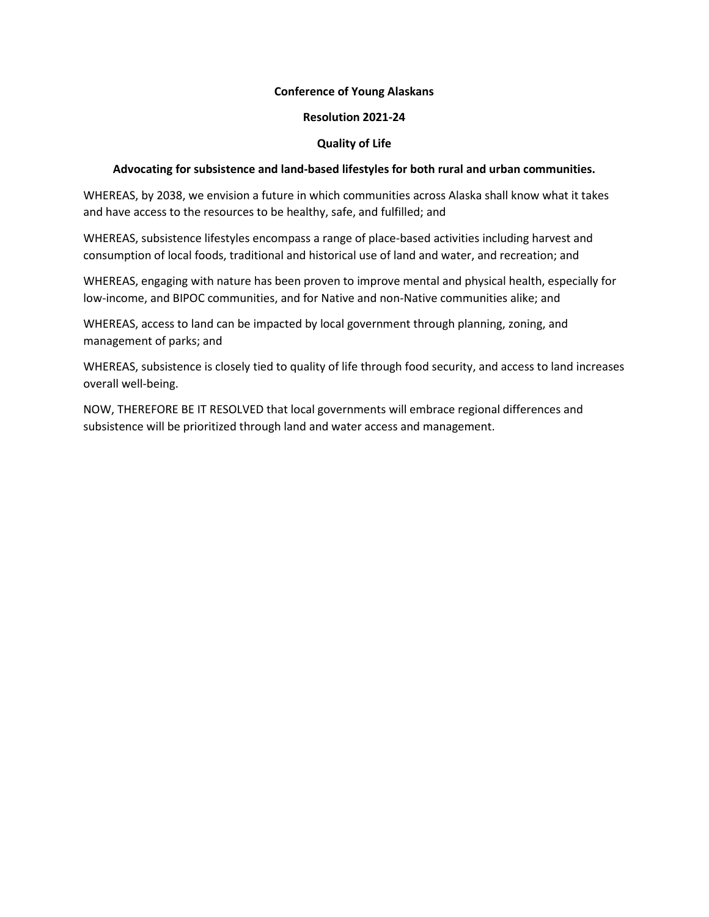**Conference of Young Alaskans**

**Resolution 2021-24**

**Quality of Life**

**Advocating for subsistence and land-based lifestyles for both rural and urban communities.**

WHEREAS, by 2038, we envision a future in which communities across Alaska shall know what it takes and have access to the resources to be healthy, safe, and fulfilled; and

WHEREAS, subsistence lifestyles encompass a range of place-based activities including harvest and consumption of local foods, traditional and historical use of land and water, and recreation; and

WHEREAS, engaging with nature has been proven to improve mental and physical health, especially for low-income, and BIPOC communities, and for Native and non-Native communities alike; and

WHEREAS, access to land can be impacted by local government through planning, zoning, and management of parks; and

WHEREAS, subsistence is closely tied to quality of life through food security, and access to land increases overall well-being.

NOW, THEREFORE BE IT RESOLVED that local governments will embrace regional differences and subsistence will be prioritized through land and water access and management.